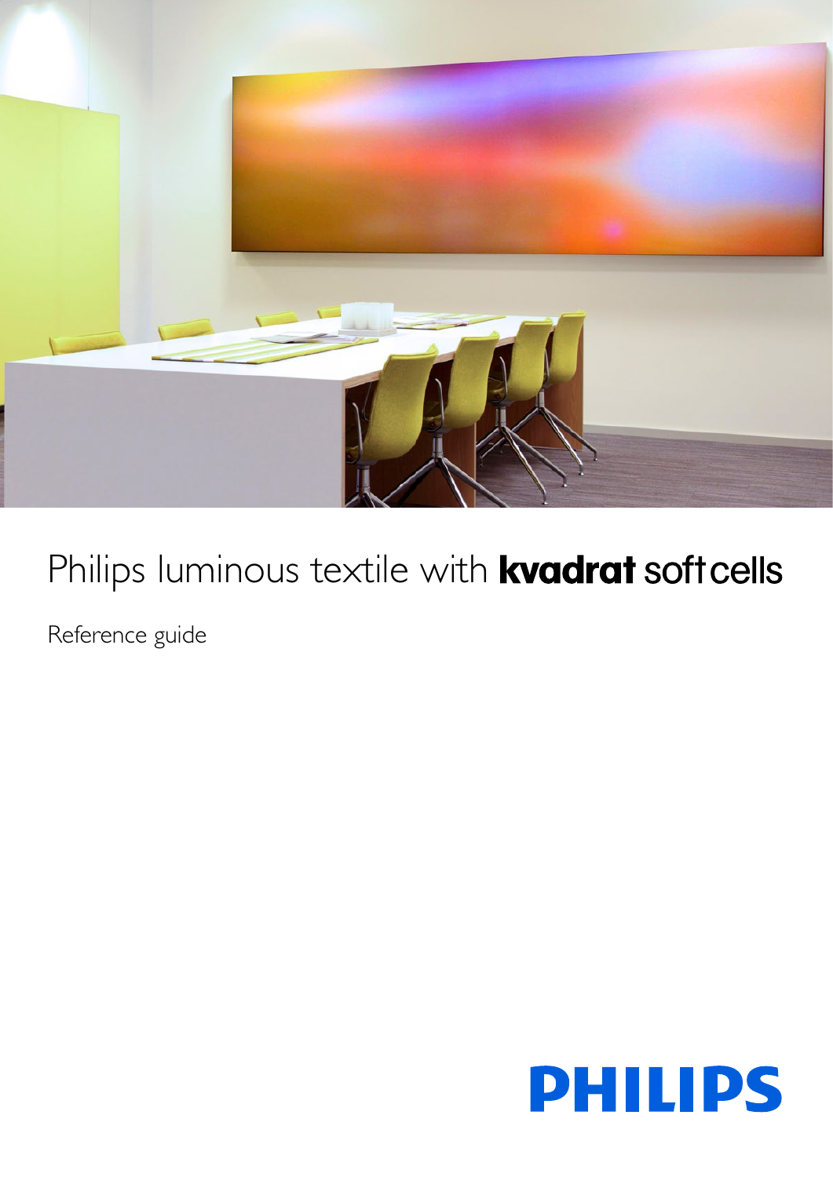# Philips luminous textile with kvadrat soft cells

Reference guide

PHILIPS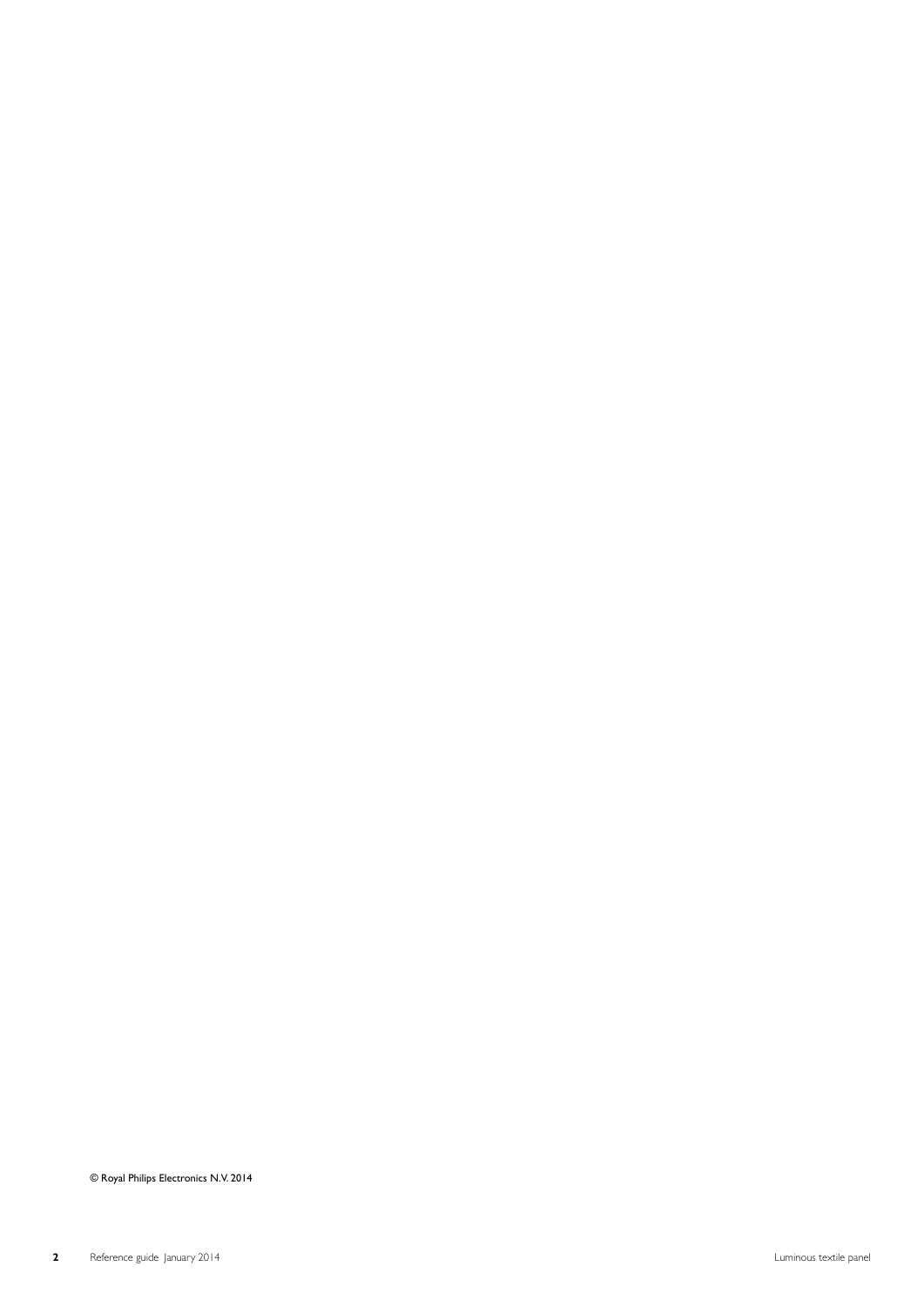© Royal Philips Electronics N.V. 2014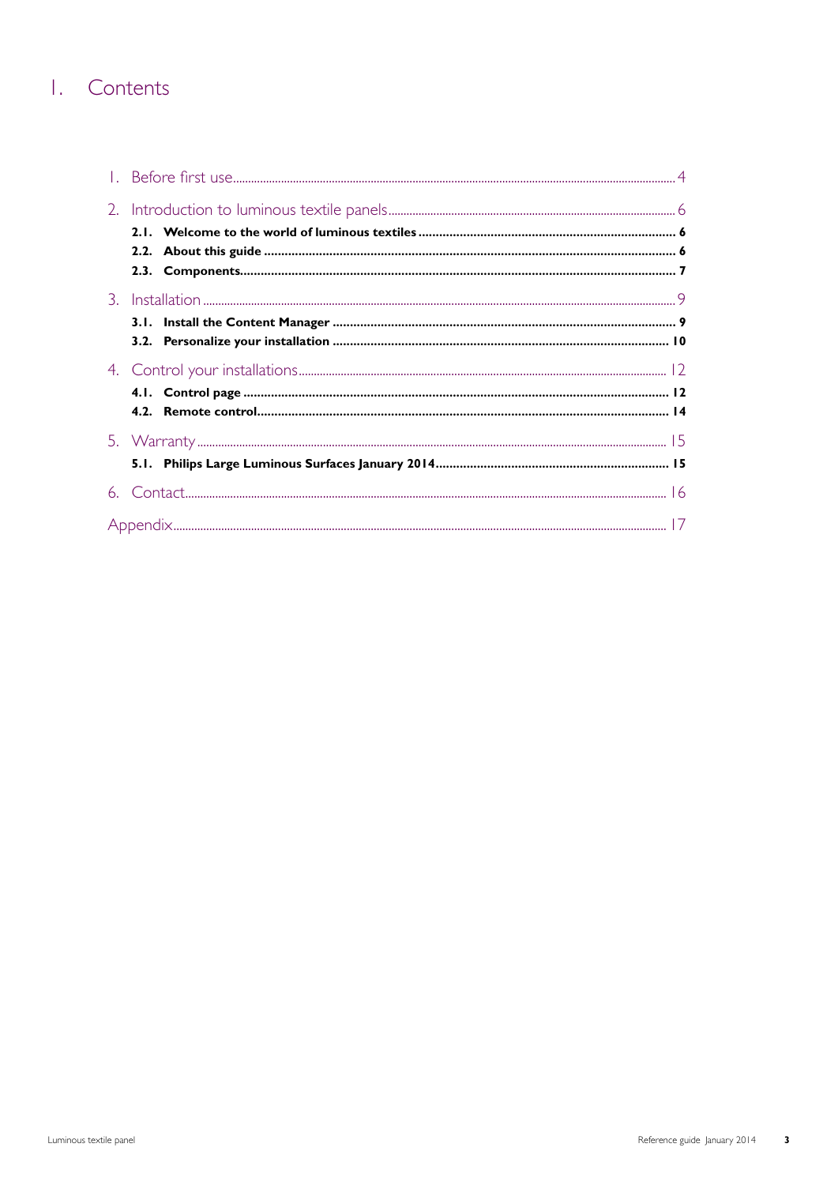# 1. Contents

1. Before first use ........ 4
2. Introduction to luminous textile panels ........ 6
   - **2.1. Welcome to the world of luminous textiles ........ 6**
   - **2.2. About this guide ........ 6**
   - **2.3. Components ........ 7**
3. Installation ........ 9
   - **3.1. Install the Content Manager ........ 9**
   - **3.2. Personalize your installation ........ 10**
4. Control your installations ........ 12
   - **4.1. Control page ........ 12**
   - **4.2. Remote control ........ 14**
5. Warranty ........ 15
   - **5.1. Philips Large Luminous Surfaces January 2014 ........ 15**
6. Contact ........ 16

Appendix ........ 17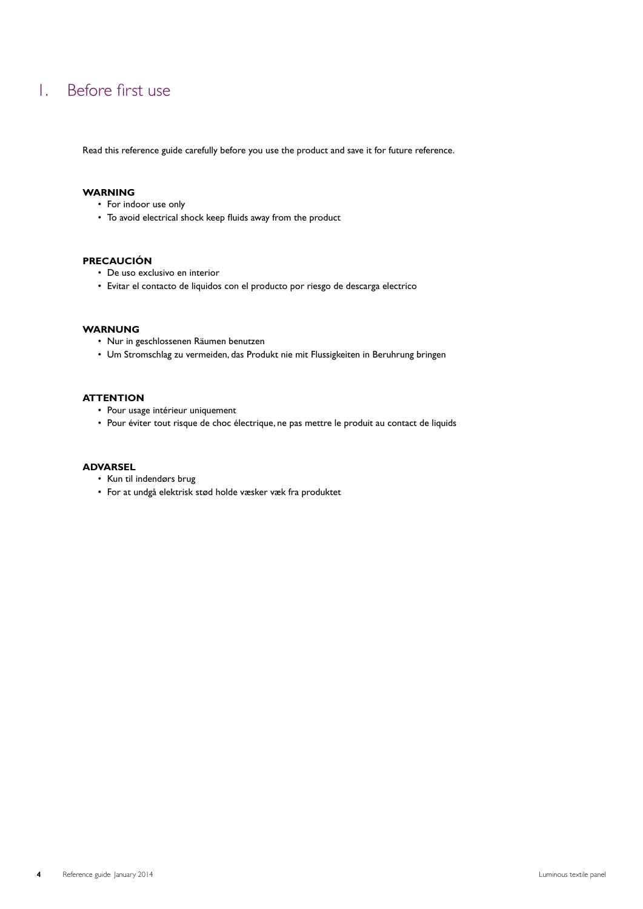# 1. Before first use

Read this reference guide carefully before you use the product and save it for future reference.

**WARNING**

- For indoor use only
- To avoid electrical shock keep fluids away from the product

**PRECAUCIÓN**

- De uso exclusivo en interior
- Evitar el contacto de liquidos con el producto por riesgo de descarga electrico

**WARNUNG**

- Nur in geschlossenen Räumen benutzen
- Um Stromschlag zu vermeiden, das Produkt nie mit Flussigkeiten in Beruhrung bringen

**ATTENTION**

- Pour usage intérieur uniquement
- Pour éviter tout risque de choc électrique, ne pas mettre le produit au contact de liquids

**ADVARSEL**

- Kun til indendørs brug
- For at undgå elektrisk stød holde væsker væk fra produktet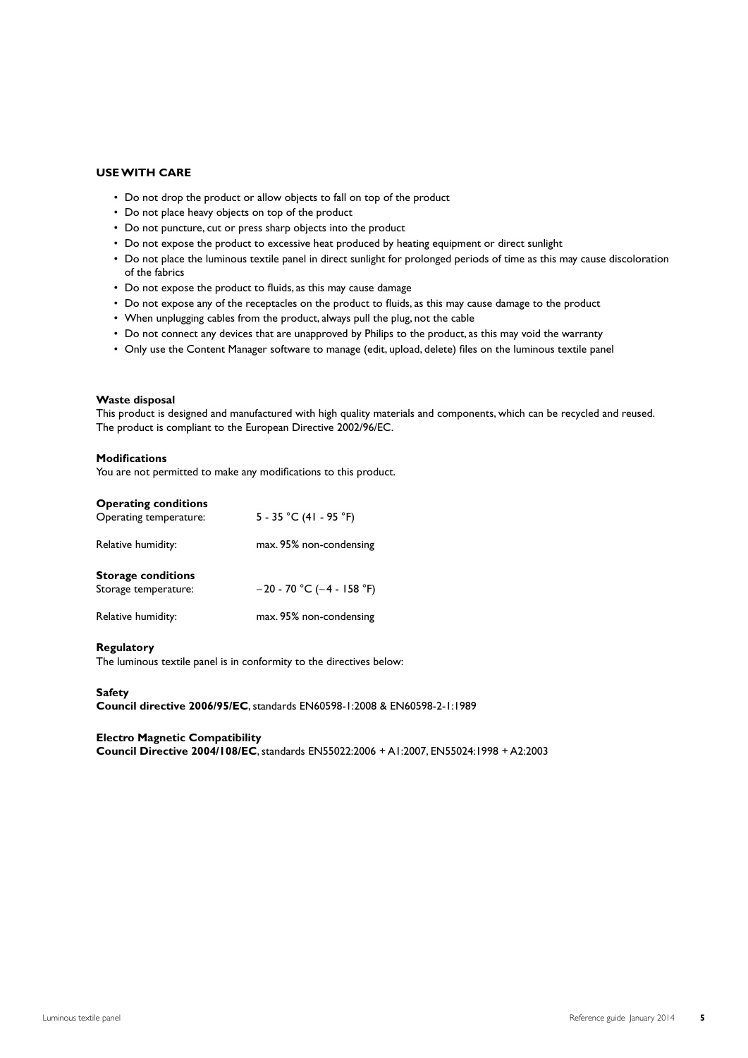## USE WITH CARE

- Do not drop the product or allow objects to fall on top of the product
- Do not place heavy objects on top of the product
- Do not puncture, cut or press sharp objects into the product
- Do not expose the product to excessive heat produced by heating equipment or direct sunlight
- Do not place the luminous textile panel in direct sunlight for prolonged periods of time as this may cause discoloration of the fabrics
- Do not expose the product to fluids, as this may cause damage
- Do not expose any of the receptacles on the product to fluids, as this may cause damage to the product
- When unplugging cables from the product, always pull the plug, not the cable
- Do not connect any devices that are unapproved by Philips to the product, as this may void the warranty
- Only use the Content Manager software to manage (edit, upload, delete) files on the luminous textile panel

**Waste disposal**
This product is designed and manufactured with high quality materials and components, which can be recycled and reused. The product is compliant to the European Directive 2002/96/EC.

**Modifications**
You are not permitted to make any modifications to this product.

**Operating conditions**

| | |
|---|---|
| Operating temperature: | 5 - 35 °C (41 - 95 °F) |
| Relative humidity: | max. 95% non-condensing |

**Storage conditions**

| | |
|---|---|
| Storage temperature: | −20 - 70 °C (−4 - 158 °F) |
| Relative humidity: | max. 95% non-condensing |

**Regulatory**
The luminous textile panel is in conformity to the directives below:

**Safety**
**Council directive 2006/95/EC**, standards EN60598-1:2008 & EN60598-2-1:1989

**Electro Magnetic Compatibility**
**Council Directive 2004/108/EC**, standards EN55022:2006 + A1:2007, EN55024:1998 + A2:2003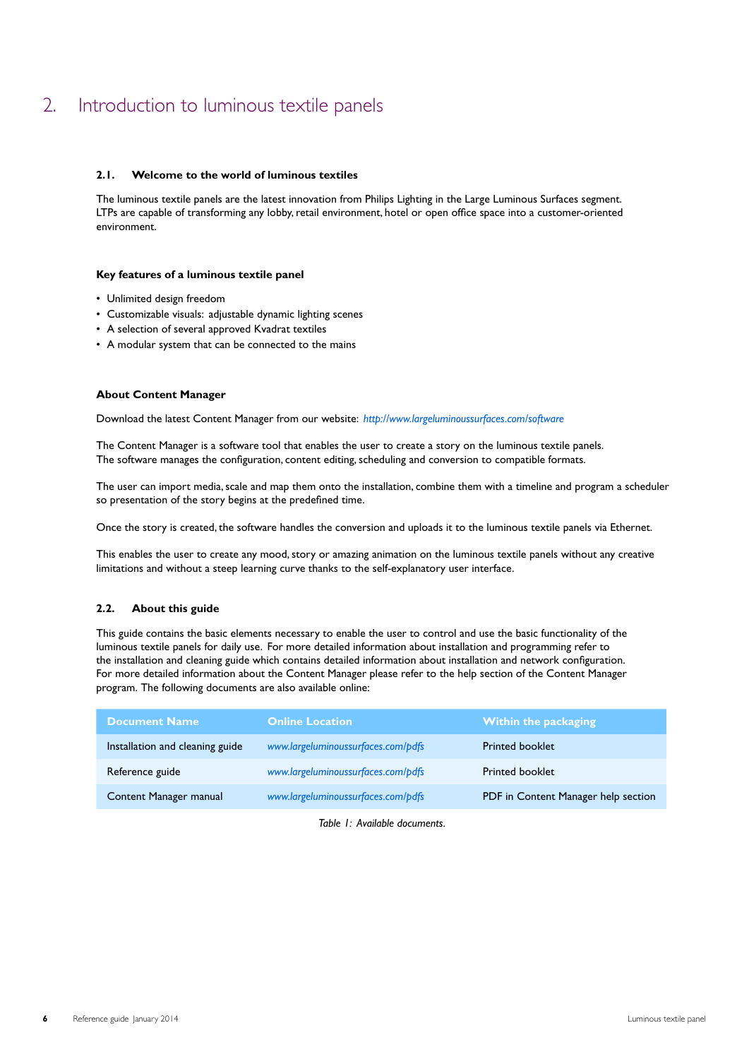# 2. Introduction to luminous textile panels

## 2.1. Welcome to the world of luminous textiles

The luminous textile panels are the latest innovation from Philips Lighting in the Large Luminous Surfaces segment. LTPs are capable of transforming any lobby, retail environment, hotel or open office space into a customer-oriented environment.

**Key features of a luminous textile panel**

- Unlimited design freedom
- Customizable visuals: adjustable dynamic lighting scenes
- A selection of several approved Kvadrat textiles
- A modular system that can be connected to the mains

**About Content Manager**

Download the latest Content Manager from our website: *http://www.largeluminoussurfaces.com/software*

The Content Manager is a software tool that enables the user to create a story on the luminous textile panels. The software manages the configuration, content editing, scheduling and conversion to compatible formats.

The user can import media, scale and map them onto the installation, combine them with a timeline and program a scheduler so presentation of the story begins at the predefined time.

Once the story is created, the software handles the conversion and uploads it to the luminous textile panels via Ethernet.

This enables the user to create any mood, story or amazing animation on the luminous textile panels without any creative limitations and without a steep learning curve thanks to the self-explanatory user interface.

## 2.2. About this guide

This guide contains the basic elements necessary to enable the user to control and use the basic functionality of the luminous textile panels for daily use. For more detailed information about installation and programming refer to the installation and cleaning guide which contains detailed information about installation and network configuration. For more detailed information about the Content Manager please refer to the help section of the Content Manager program. The following documents are also available online:

| Document Name | Online Location | Within the packaging |
|---|---|---|
| Installation and cleaning guide | *www.largeluminoussurfaces.com/pdfs* | Printed booklet |
| Reference guide | *www.largeluminoussurfaces.com/pdfs* | Printed booklet |
| Content Manager manual | *www.largeluminoussurfaces.com/pdfs* | PDF in Content Manager help section |

*Table 1: Available documents.*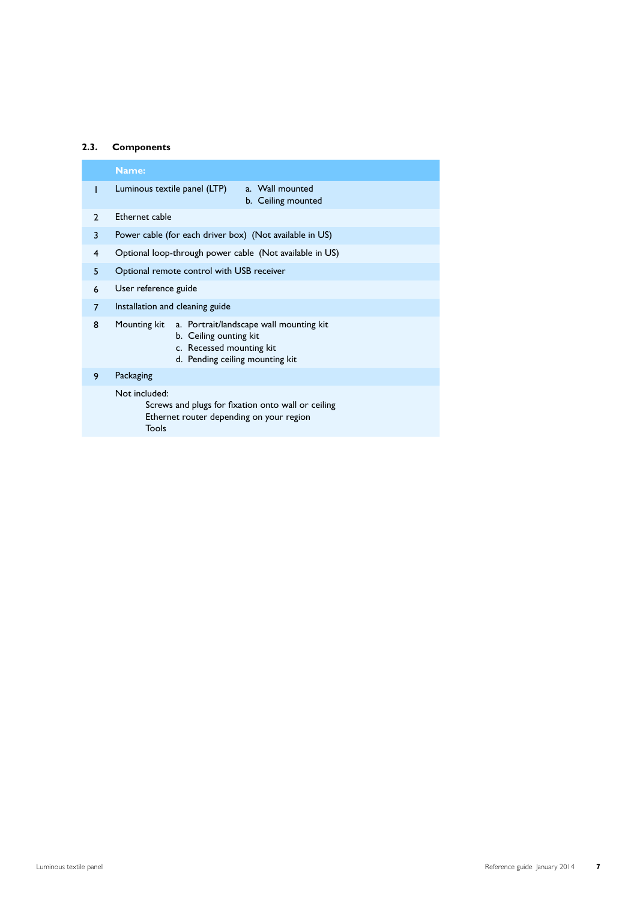## 2.3. Components

| | Name: |
|---|---|
| 1 | Luminous textile panel (LTP) a. Wall mounted<br>b. Ceiling mounted |
| 2 | Ethernet cable |
| 3 | Power cable (for each driver box) (Not available in US) |
| 4 | Optional loop-through power cable (Not available in US) |
| 5 | Optional remote control with USB receiver |
| 6 | User reference guide |
| 7 | Installation and cleaning guide |
| 8 | Mounting kit a. Portrait/landscape wall mounting kit<br>b. Ceiling ounting kit<br>c. Recessed mounting kit<br>d. Pending ceiling mounting kit |
| 9 | Packaging |
| | Not included:<br>Screws and plugs for fixation onto wall or ceiling<br>Ethernet router depending on your region<br>Tools |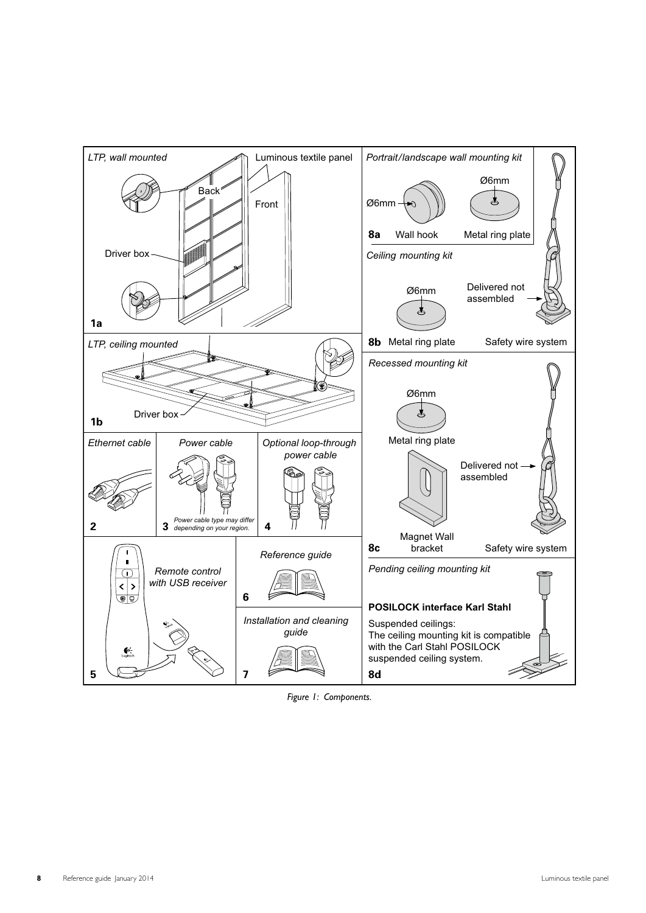**1a** *LTP, wall mounted*

Luminous textile panel

Back

Front

Driver box

**1b** *LTP, ceiling mounted*

Driver box

**2** *Ethernet cable*

**3** *Power cable*

*Power cable type may differ depending on your region.*

**4** *Optional loop-through power cable*

**5** *Remote control with USB receiver*

**6** *Reference guide*

**7** *Installation and cleaning guide*

**8a** *Portrait/landscape wall mounting kit*

Ø6mm

Wall hook

Ø6mm

Metal ring plate

**8b** *Ceiling mounting kit*

Ø6mm

Metal ring plate

Delivered not assembled

Safety wire system

**8c** *Recessed mounting kit*

Ø6mm

Metal ring plate

Magnet Wall bracket

Delivered not assembled

Safety wire system

**8d** *Pending ceiling mounting kit*

**POSILOCK interface Karl Stahl**

Suspended ceilings:
The ceiling mounting kit is compatible with the Carl Stahl POSILOCK suspended ceiling system.

*Figure 1: Components.*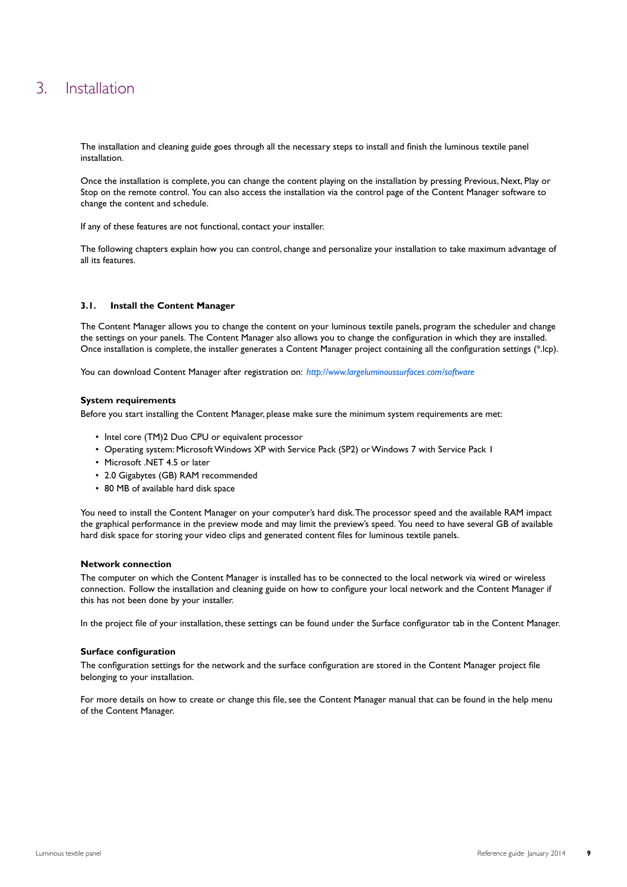# 3. Installation

The installation and cleaning guide goes through all the necessary steps to install and finish the luminous textile panel installation.

Once the installation is complete, you can change the content playing on the installation by pressing Previous, Next, Play or Stop on the remote control. You can also access the installation via the control page of the Content Manager software to change the content and schedule.

If any of these features are not functional, contact your installer.

The following chapters explain how you can control, change and personalize your installation to take maximum advantage of all its features.

## 3.1. Install the Content Manager

The Content Manager allows you to change the content on your luminous textile panels, program the scheduler and change the settings on your panels. The Content Manager also allows you to change the configuration in which they are installed. Once installation is complete, the installer generates a Content Manager project containing all the configuration settings (*.lcp).

You can download Content Manager after registration on: *http://www.largeluminoussurfaces.com/software*

### System requirements

Before you start installing the Content Manager, please make sure the minimum system requirements are met:

- Intel core (TM)2 Duo CPU or equivalent processor
- Operating system: Microsoft Windows XP with Service Pack (SP2) or Windows 7 with Service Pack 1
- Microsoft .NET 4.5 or later
- 2.0 Gigabytes (GB) RAM recommended
- 80 MB of available hard disk space

You need to install the Content Manager on your computer's hard disk. The processor speed and the available RAM impact the graphical performance in the preview mode and may limit the preview's speed. You need to have several GB of available hard disk space for storing your video clips and generated content files for luminous textile panels.

### Network connection

The computer on which the Content Manager is installed has to be connected to the local network via wired or wireless connection. Follow the installation and cleaning guide on how to configure your local network and the Content Manager if this has not been done by your installer.

In the project file of your installation, these settings can be found under the Surface configurator tab in the Content Manager.

### Surface configuration

The configuration settings for the network and the surface configuration are stored in the Content Manager project file belonging to your installation.

For more details on how to create or change this file, see the Content Manager manual that can be found in the help menu of the Content Manager.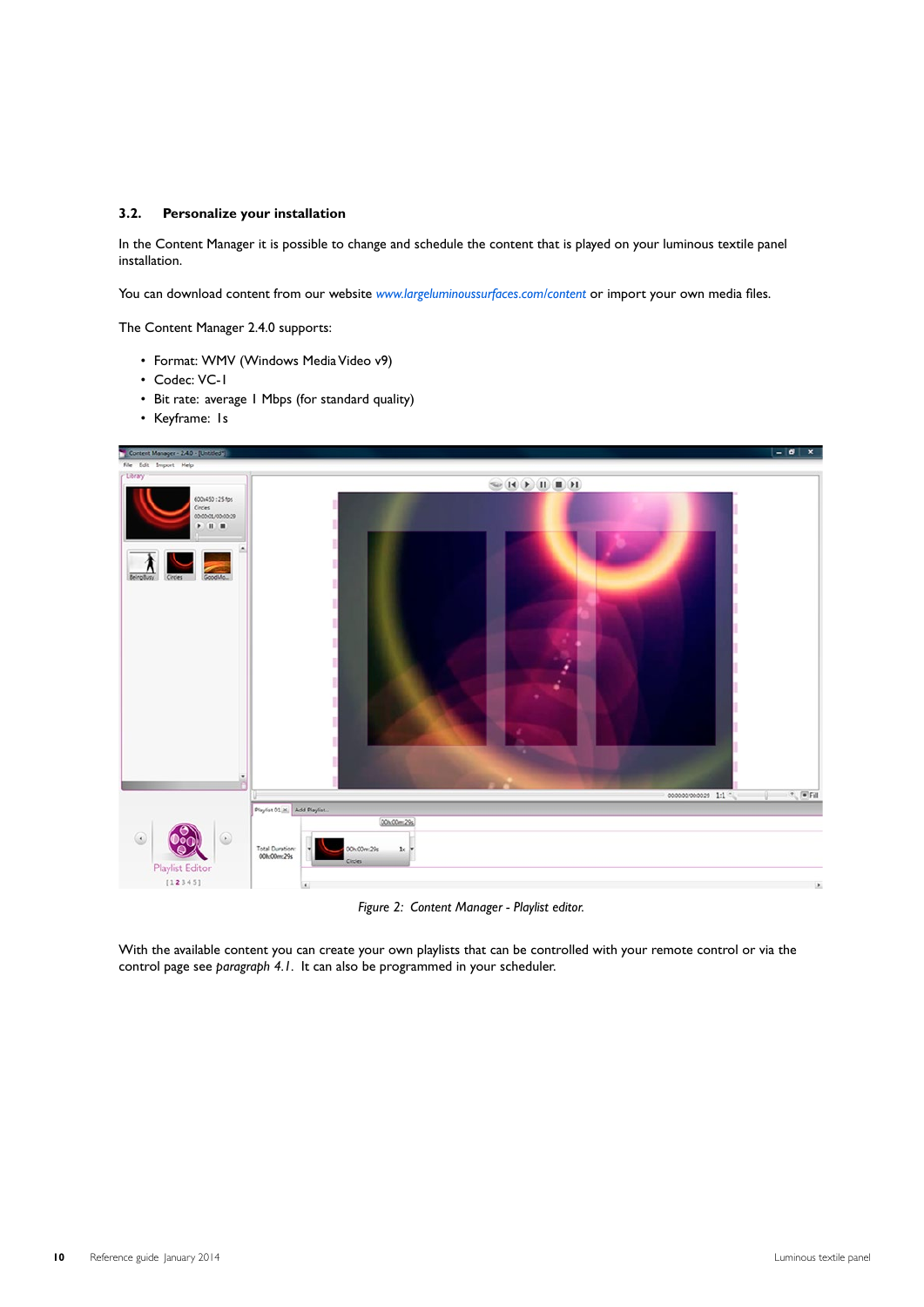## 3.2. Personalize your installation

In the Content Manager it is possible to change and schedule the content that is played on your luminous textile panel installation.

You can download content from our website *www.largeluminoussurfaces.com/content* or import your own media files.

The Content Manager 2.4.0 supports:

- Format: WMV (Windows Media Video v9)
- Codec: VC-1
- Bit rate: average 1 Mbps (for standard quality)
- Keyframe: 1s

*Figure 2: Content Manager - Playlist editor.*

With the available content you can create your own playlists that can be controlled with your remote control or via the control page see *paragraph 4.1*. It can also be programmed in your scheduler.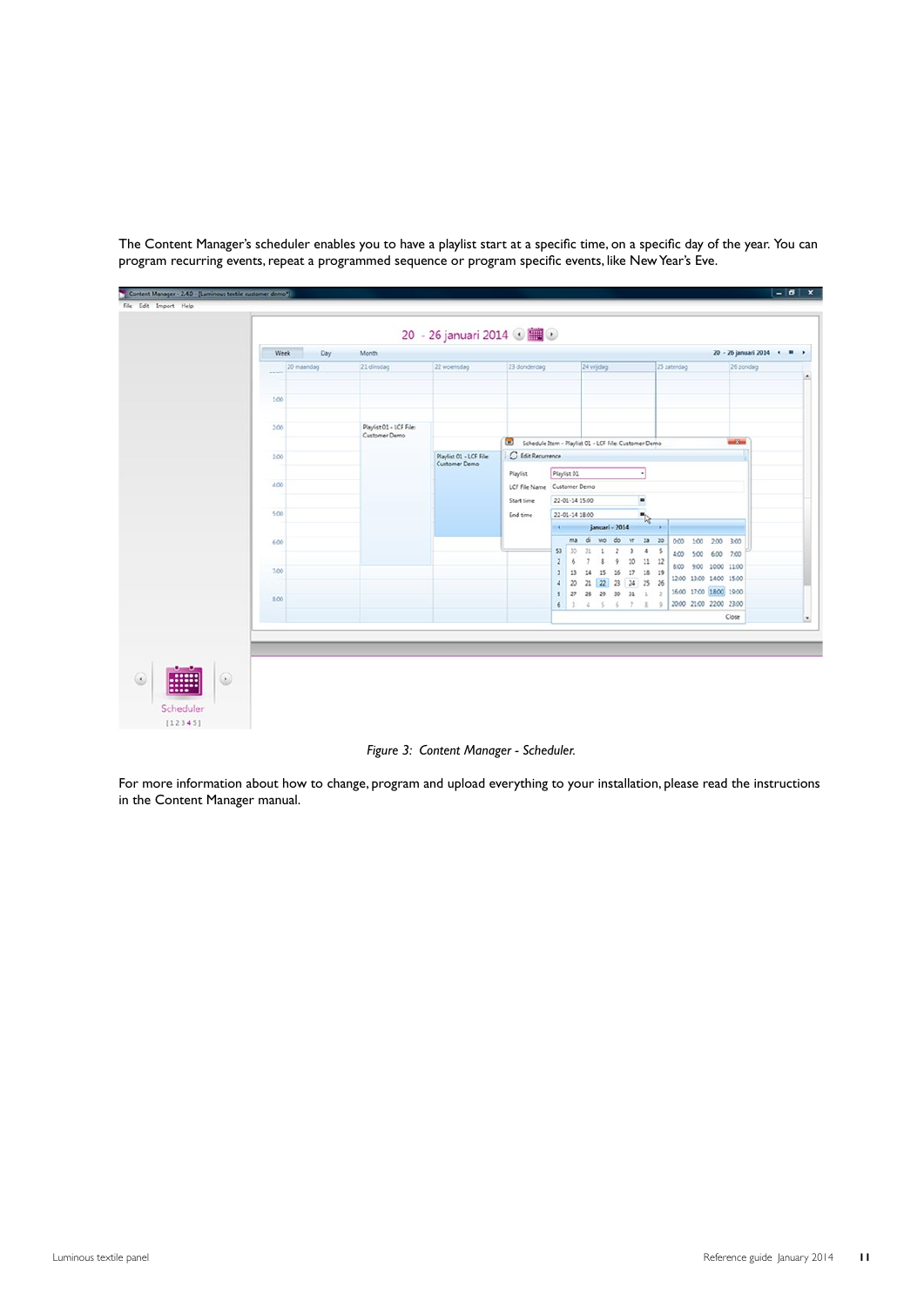The Content Manager's scheduler enables you to have a playlist start at a specific time, on a specific day of the year. You can program recurring events, repeat a programmed sequence or program specific events, like New Year's Eve.

*Figure 3: Content Manager - Scheduler.*

For more information about how to change, program and upload everything to your installation, please read the instructions in the Content Manager manual.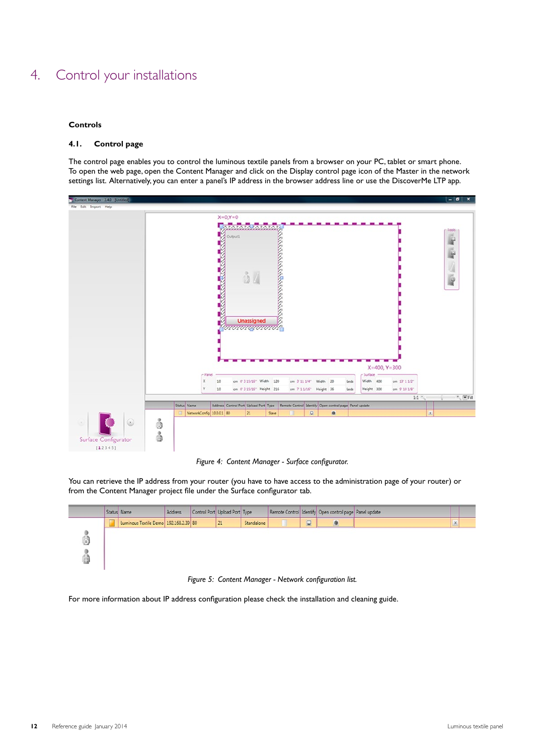# 4. Control your installations

**Controls**

## 4.1. Control page

The control page enables you to control the luminous textile panels from a browser on your PC, tablet or smart phone. To open the web page, open the Content Manager and click on the Display control page icon of the Master in the network settings list. Alternatively, you can enter a panel's IP address in the browser address line or use the DiscoverMe LTP app.

*Figure 4: Content Manager - Surface configurator.*

You can retrieve the IP address from your router (you have to have access to the administration page of your router) or from the Content Manager project file under the Surface configurator tab.

*Figure 5: Content Manager - Network configuration list.*

For more information about IP address configuration please check the installation and cleaning guide.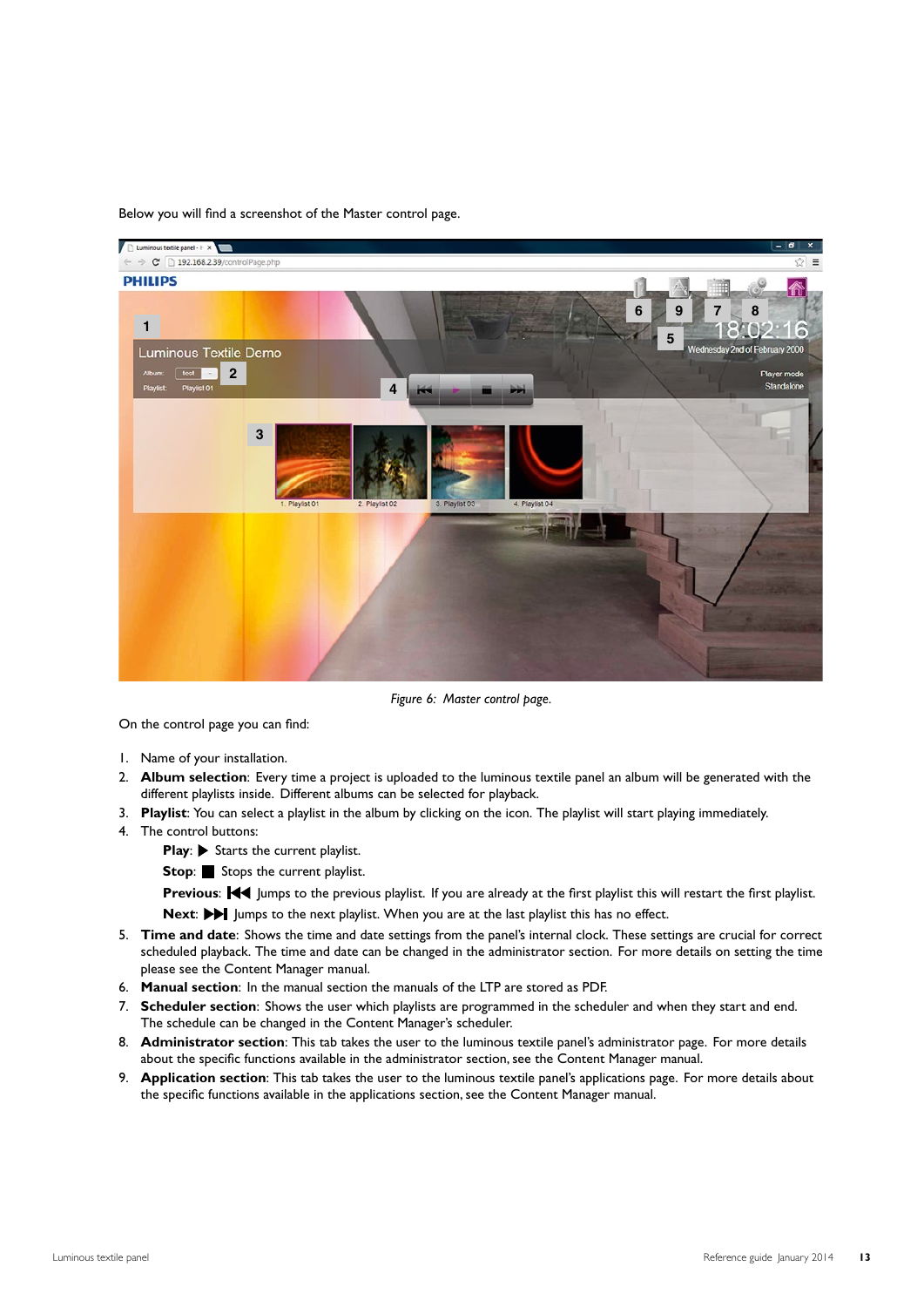Below you will find a screenshot of the Master control page.

*Figure 6: Master control page.*

On the control page you can find:

1. Name of your installation.
2. **Album selection**: Every time a project is uploaded to the luminous textile panel an album will be generated with the different playlists inside. Different albums can be selected for playback.
3. **Playlist**: You can select a playlist in the album by clicking on the icon. The playlist will start playing immediately.
4. The control buttons:

   **Play**: ▶ Starts the current playlist.

   **Stop**: ■ Stops the current playlist.

   **Previous**: |◀◀ Jumps to the previous playlist. If you are already at the first playlist this will restart the first playlist.

   **Next**: ▶▶| Jumps to the next playlist. When you are at the last playlist this has no effect.
5. **Time and date**: Shows the time and date settings from the panel's internal clock. These settings are crucial for correct scheduled playback. The time and date can be changed in the administrator section. For more details on setting the time please see the Content Manager manual.
6. **Manual section**: In the manual section the manuals of the LTP are stored as PDF.
7. **Scheduler section**: Shows the user which playlists are programmed in the scheduler and when they start and end. The schedule can be changed in the Content Manager's scheduler.
8. **Administrator section**: This tab takes the user to the luminous textile panel's administrator page. For more details about the specific functions available in the administrator section, see the Content Manager manual.
9. **Application section**: This tab takes the user to the luminous textile panel's applications page. For more details about the specific functions available in the applications section, see the Content Manager manual.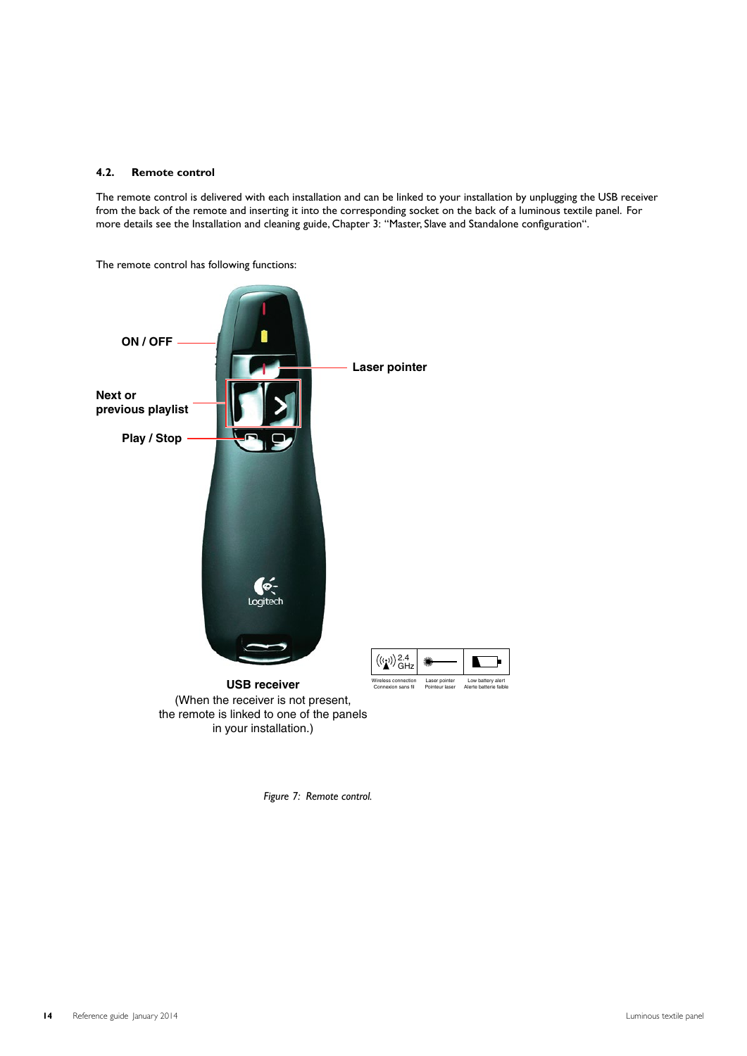## 4.2. Remote control

The remote control is delivered with each installation and can be linked to your installation by unplugging the USB receiver from the back of the remote and inserting it into the corresponding socket on the back of a luminous textile panel. For more details see the Installation and cleaning guide, Chapter 3: "Master, Slave and Standalone configuration".

The remote control has following functions:

ON / OFF

Laser pointer

Next or previous playlist

Play / Stop

**USB receiver**
(When the receiver is not present, the remote is linked to one of the panels in your installation.)

2.4 GHz — Wireless connection / Connexion sans fil

Laser pointer / Pointeur laser

Low battery alert / Alerte batterie faible

*Figure 7: Remote control.*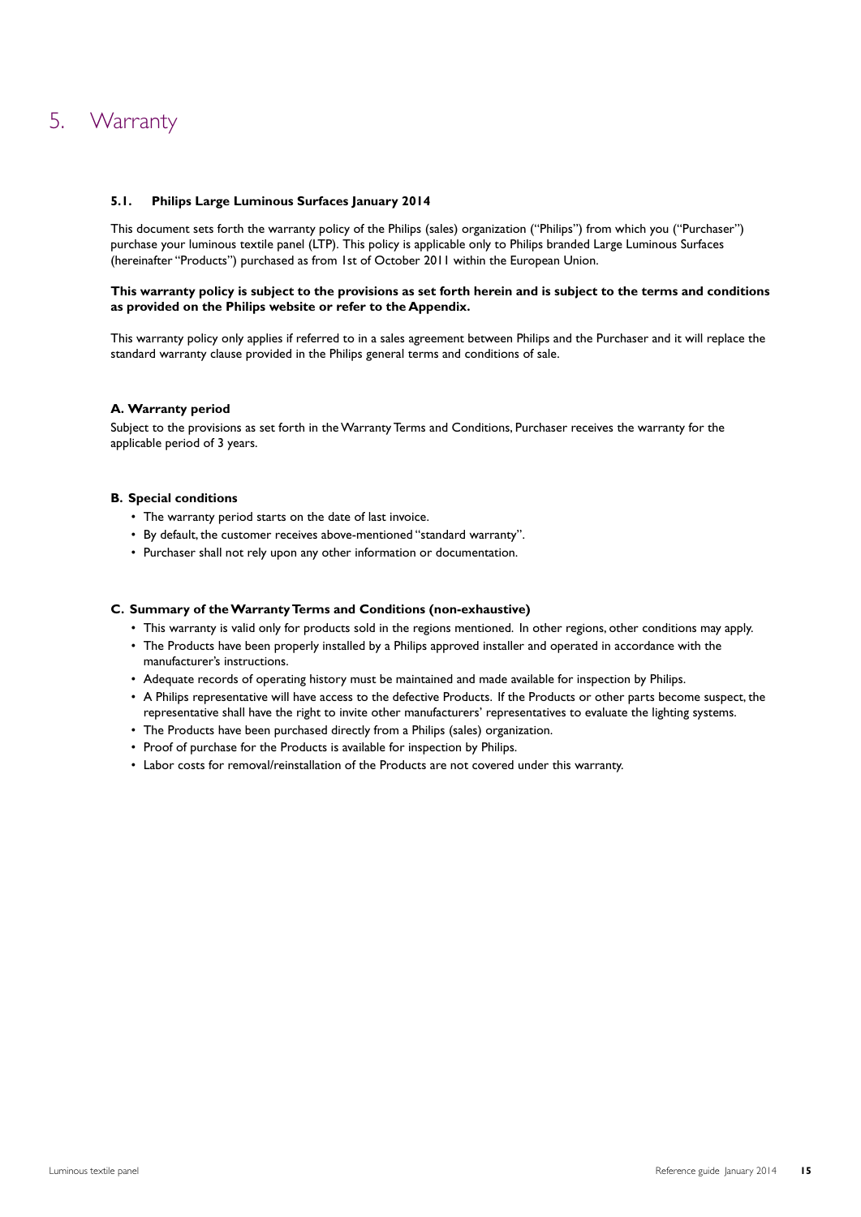# 5. Warranty

### 5.1. Philips Large Luminous Surfaces January 2014

This document sets forth the warranty policy of the Philips (sales) organization ("Philips") from which you ("Purchaser") purchase your luminous textile panel (LTP). This policy is applicable only to Philips branded Large Luminous Surfaces (hereinafter "Products") purchased as from 1st of October 2011 within the European Union.

**This warranty policy is subject to the provisions as set forth herein and is subject to the terms and conditions as provided on the Philips website or refer to the Appendix.**

This warranty policy only applies if referred to in a sales agreement between Philips and the Purchaser and it will replace the standard warranty clause provided in the Philips general terms and conditions of sale.

#### A. Warranty period

Subject to the provisions as set forth in the Warranty Terms and Conditions, Purchaser receives the warranty for the applicable period of 3 years.

#### B. Special conditions

- The warranty period starts on the date of last invoice.
- By default, the customer receives above-mentioned "standard warranty".
- Purchaser shall not rely upon any other information or documentation.

#### C. Summary of the Warranty Terms and Conditions (non-exhaustive)

- This warranty is valid only for products sold in the regions mentioned. In other regions, other conditions may apply.
- The Products have been properly installed by a Philips approved installer and operated in accordance with the manufacturer's instructions.
- Adequate records of operating history must be maintained and made available for inspection by Philips.
- A Philips representative will have access to the defective Products. If the Products or other parts become suspect, the representative shall have the right to invite other manufacturers' representatives to evaluate the lighting systems.
- The Products have been purchased directly from a Philips (sales) organization.
- Proof of purchase for the Products is available for inspection by Philips.
- Labor costs for removal/reinstallation of the Products are not covered under this warranty.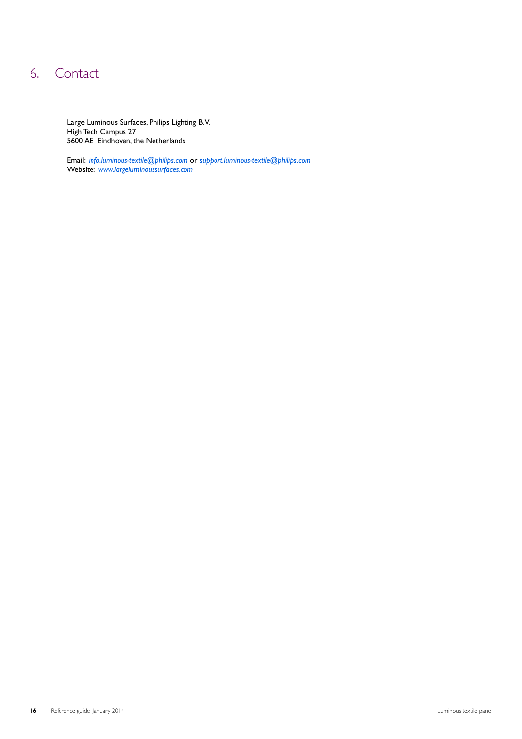# 6. Contact

Large Luminous Surfaces, Philips Lighting B.V.
High Tech Campus 27
5600 AE Eindhoven, the Netherlands

Email: *info.luminous-textile@philips.com* or *support.luminous-textile@philips.com*
Website: *www.largeluminoussurfaces.com*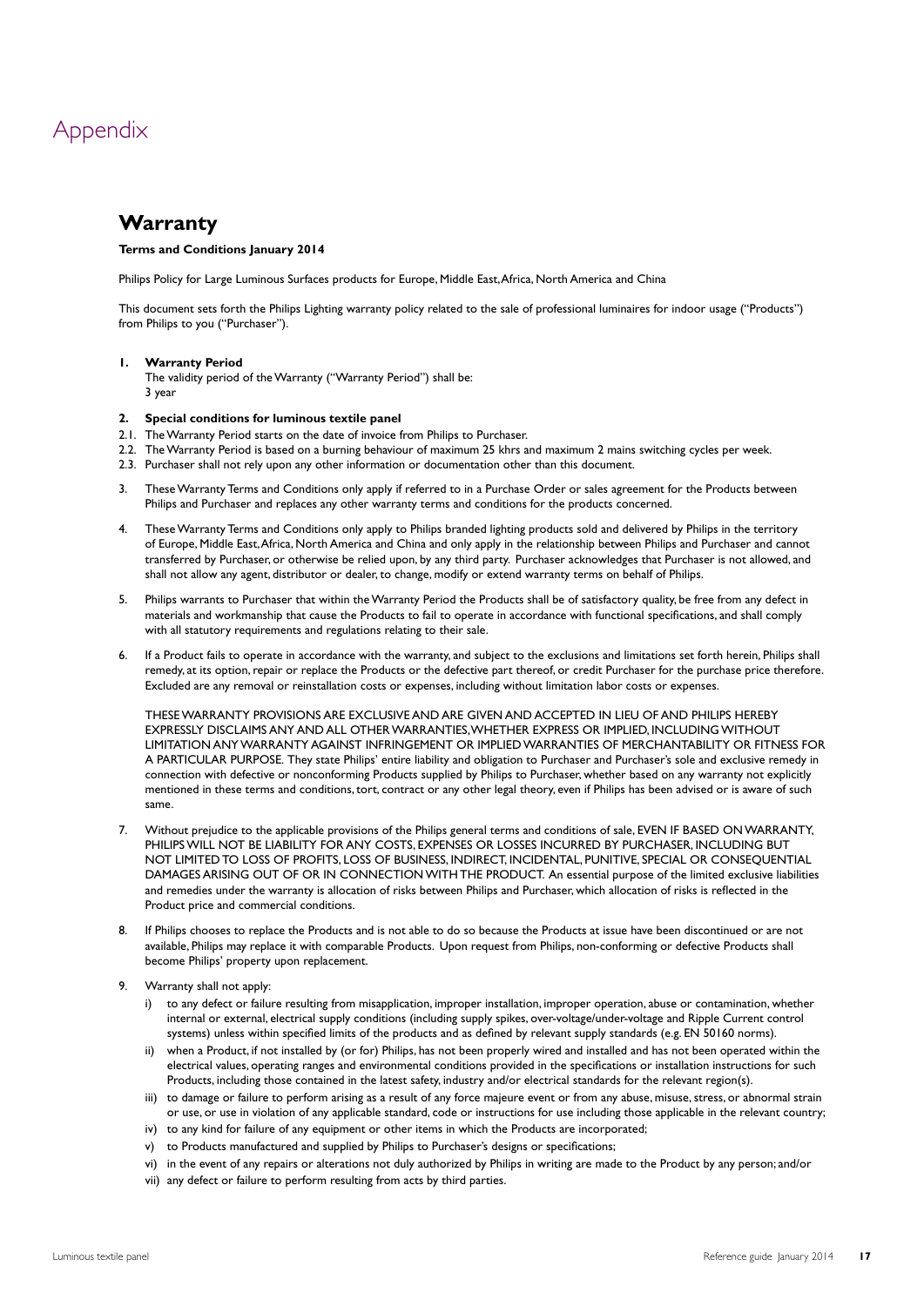# Appendix

## Warranty

**Terms and Conditions January 2014**

Philips Policy for Large Luminous Surfaces products for Europe, Middle East, Africa, North America and China

This document sets forth the Philips Lighting warranty policy related to the sale of professional luminaires for indoor usage ("Products") from Philips to you ("Purchaser").

**1. Warranty Period**
The validity period of the Warranty ("Warranty Period") shall be:
3 year

**2. Special conditions for luminous textile panel**

2.1. The Warranty Period starts on the date of invoice from Philips to Purchaser.

2.2. The Warranty Period is based on a burning behaviour of maximum 25 khrs and maximum 2 mains switching cycles per week.

2.3. Purchaser shall not rely upon any other information or documentation other than this document.

3. These Warranty Terms and Conditions only apply if referred to in a Purchase Order or sales agreement for the Products between Philips and Purchaser and replaces any other warranty terms and conditions for the products concerned.

4. These Warranty Terms and Conditions only apply to Philips branded lighting products sold and delivered by Philips in the territory of Europe, Middle East, Africa, North America and China and only apply in the relationship between Philips and Purchaser and cannot transferred by Purchaser, or otherwise be relied upon, by any third party. Purchaser acknowledges that Purchaser is not allowed, and shall not allow any agent, distributor or dealer, to change, modify or extend warranty terms on behalf of Philips.

5. Philips warrants to Purchaser that within the Warranty Period the Products shall be of satisfactory quality, be free from any defect in materials and workmanship that cause the Products to fail to operate in accordance with functional specifications, and shall comply with all statutory requirements and regulations relating to their sale.

6. If a Product fails to operate in accordance with the warranty, and subject to the exclusions and limitations set forth herein, Philips shall remedy, at its option, repair or replace the Products or the defective part thereof, or credit Purchaser for the purchase price therefore. Excluded are any removal or reinstallation costs or expenses, including without limitation labor costs or expenses.

   THESE WARRANTY PROVISIONS ARE EXCLUSIVE AND ARE GIVEN AND ACCEPTED IN LIEU OF AND PHILIPS HEREBY EXPRESSLY DISCLAIMS ANY AND ALL OTHER WARRANTIES, WHETHER EXPRESS OR IMPLIED, INCLUDING WITHOUT LIMITATION ANY WARRANTY AGAINST INFRINGEMENT OR IMPLIED WARRANTIES OF MERCHANTABILITY OR FITNESS FOR A PARTICULAR PURPOSE. They state Philips' entire liability and obligation to Purchaser and Purchaser's sole and exclusive remedy in connection with defective or nonconforming Products supplied by Philips to Purchaser, whether based on any warranty not explicitly mentioned in these terms and conditions, tort, contract or any other legal theory, even if Philips has been advised or is aware of such same.

7. Without prejudice to the applicable provisions of the Philips general terms and conditions of sale, EVEN IF BASED ON WARRANTY, PHILIPS WILL NOT BE LIABILITY FOR ANY COSTS, EXPENSES OR LOSSES INCURRED BY PURCHASER, INCLUDING BUT NOT LIMITED TO LOSS OF PROFITS, LOSS OF BUSINESS, INDIRECT, INCIDENTAL, PUNITIVE, SPECIAL OR CONSEQUENTIAL DAMAGES ARISING OUT OF OR IN CONNECTION WITH THE PRODUCT. An essential purpose of the limited exclusive liabilities and remedies under the warranty is allocation of risks between Philips and Purchaser, which allocation of risks is reflected in the Product price and commercial conditions.

8. If Philips chooses to replace the Products and is not able to do so because the Products at issue have been discontinued or are not available, Philips may replace it with comparable Products. Upon request from Philips, non-conforming or defective Products shall become Philips' property upon replacement.

9. Warranty shall not apply:
   i) to any defect or failure resulting from misapplication, improper installation, improper operation, abuse or contamination, whether internal or external, electrical supply conditions (including supply spikes, over-voltage/under-voltage and Ripple Current control systems) unless within specified limits of the products and as defined by relevant supply standards (e.g. EN 50160 norms).
   ii) when a Product, if not installed by (or for) Philips, has not been properly wired and installed and has not been operated within the electrical values, operating ranges and environmental conditions provided in the specifications or installation instructions for such Products, including those contained in the latest safety, industry and/or electrical standards for the relevant region(s).
   iii) to damage or failure to perform arising as a result of any force majeure event or from any abuse, misuse, stress, or abnormal strain or use, or use in violation of any applicable standard, code or instructions for use including those applicable in the relevant country;
   iv) to any kind for failure of any equipment or other items in which the Products are incorporated;
   v) to Products manufactured and supplied by Philips to Purchaser's designs or specifications;
   vi) in the event of any repairs or alterations not duly authorized by Philips in writing are made to the Product by any person; and/or
   vii) any defect or failure to perform resulting from acts by third parties.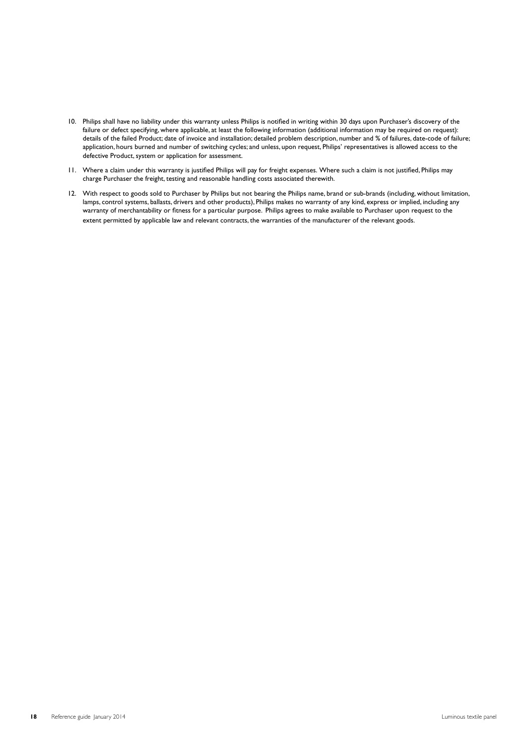10. Philips shall have no liability under this warranty unless Philips is notified in writing within 30 days upon Purchaser's discovery of the failure or defect specifying, where applicable, at least the following information (additional information may be required on request): details of the failed Product; date of invoice and installation; detailed problem description, number and % of failures, date-code of failure; application, hours burned and number of switching cycles; and unless, upon request, Philips' representatives is allowed access to the defective Product, system or application for assessment.

11. Where a claim under this warranty is justified Philips will pay for freight expenses. Where such a claim is not justified, Philips may charge Purchaser the freight, testing and reasonable handling costs associated therewith.

12. With respect to goods sold to Purchaser by Philips but not bearing the Philips name, brand or sub-brands (including, without limitation, lamps, control systems, ballasts, drivers and other products), Philips makes no warranty of any kind, express or implied, including any warranty of merchantability or fitness for a particular purpose. Philips agrees to make available to Purchaser upon request to the extent permitted by applicable law and relevant contracts, the warranties of the manufacturer of the relevant goods.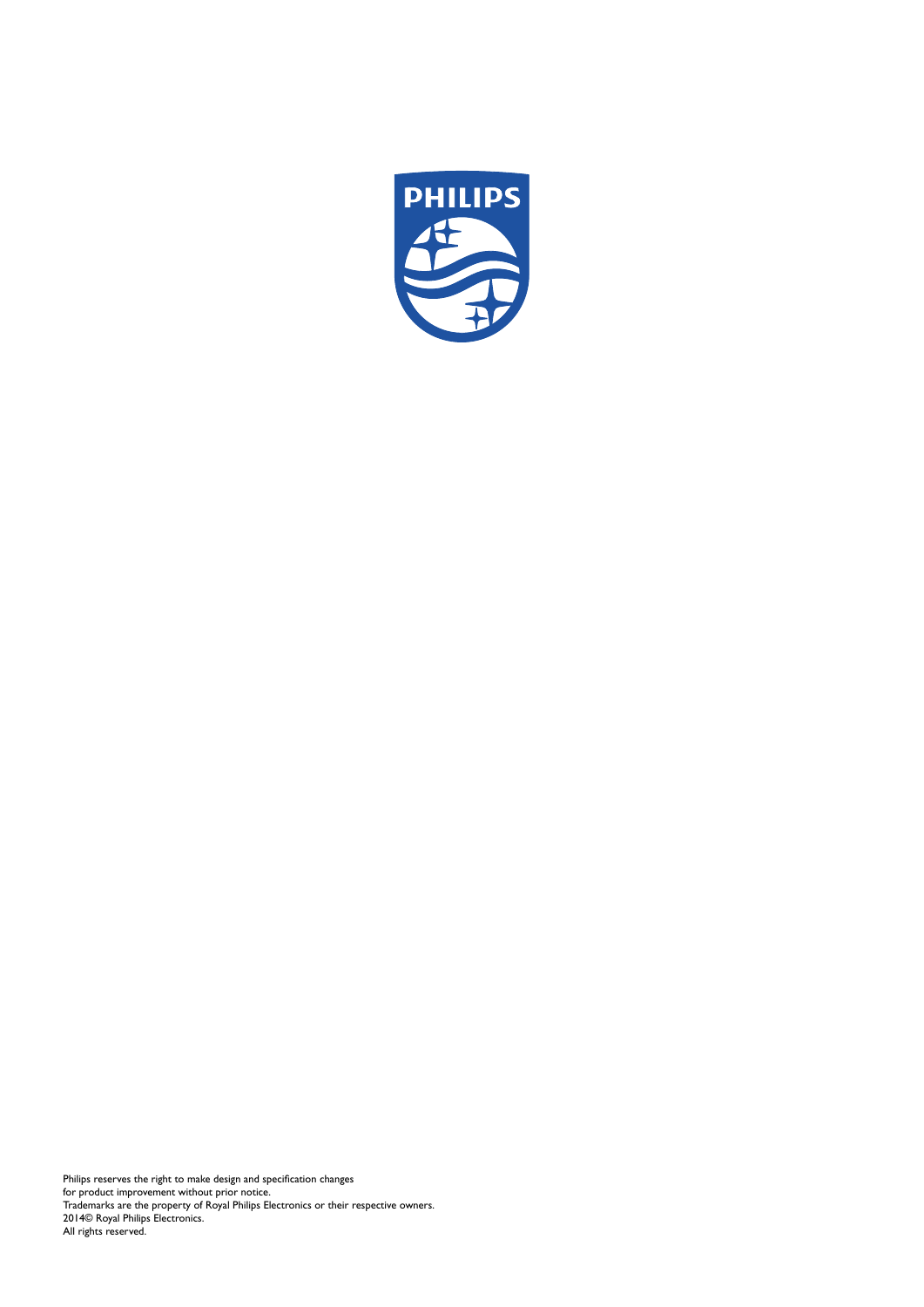PHILIPS

Philips reserves the right to make design and specification changes
for product improvement without prior notice.
Trademarks are the property of Royal Philips Electronics or their respective owners.
2014© Royal Philips Electronics.
All rights reserved.